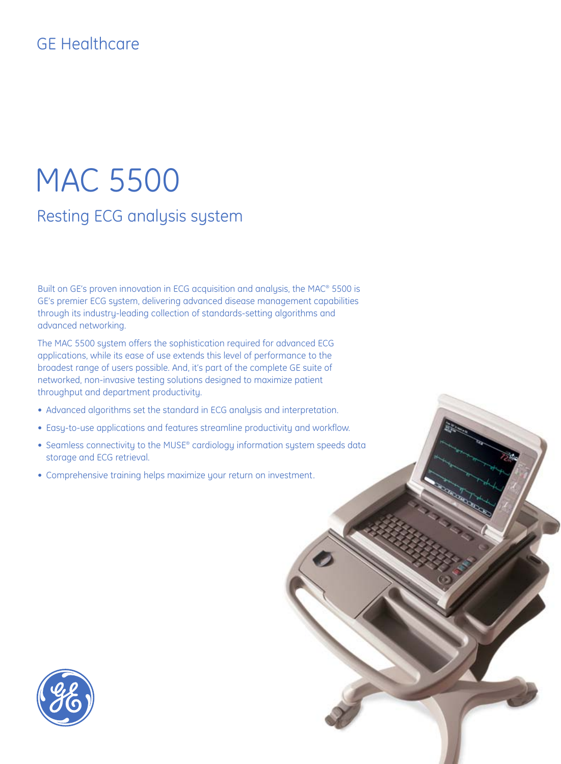GE Healthcare

# MAC 5500

## Resting ECG analysis system

Built on GE's proven innovation in ECG acquisition and analysis, the MAC® 5500 is GE's premier ECG system, delivering advanced disease management capabilities through its industry-leading collection of standards-setting algorithms and advanced networking.

The MAC 5500 system offers the sophistication required for advanced ECG applications, while its ease of use extends this level of performance to the broadest range of users possible. And, it's part of the complete GE suite of networked, non-invasive testing solutions designed to maximize patient throughput and department productivity.

- Advanced algorithms set the standard in ECG analysis and interpretation.
- Easy-to-use applications and features streamline productivity and workflow.
- Seamless connectivity to the MUSE® cardiology information system speeds data storage and ECG retrieval.
- Comprehensive training helps maximize your return on investment.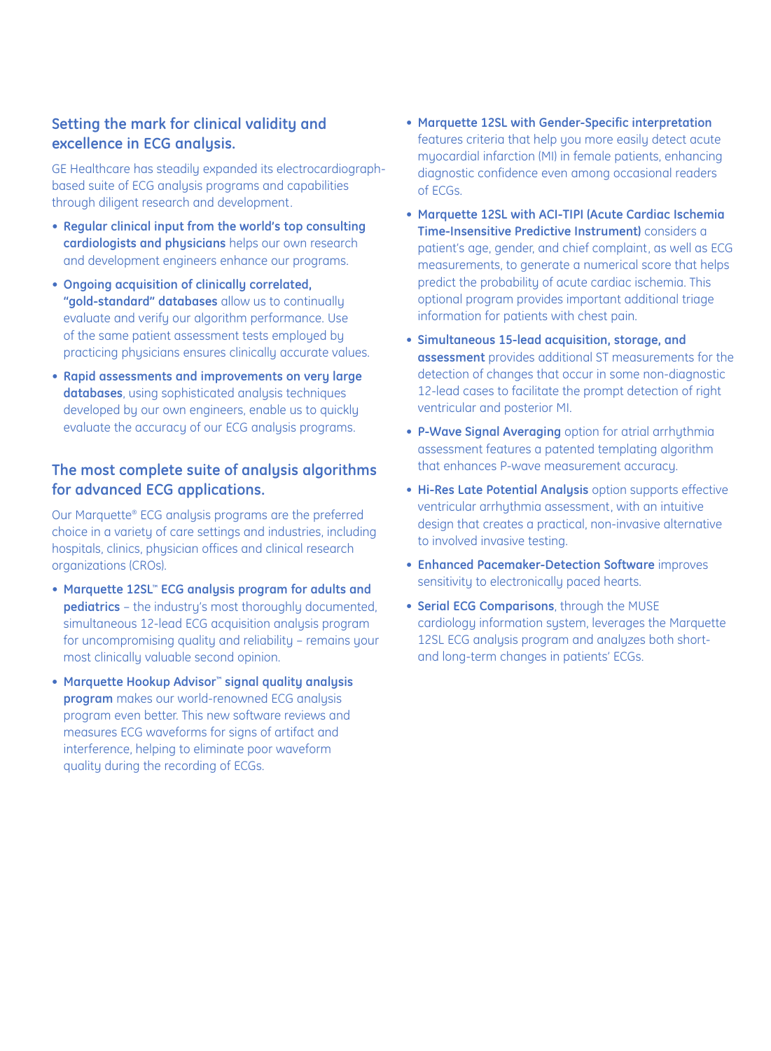## Setting the mark for clinical validity and excellence in ECG analysis.

GE Healthcare has steadily expanded its electrocardiograph-based suite of ECG analysis programs and capabilities through diligent research and development.

- **Regular clinical input from the world's top consulting cardiologists and physicians** helps our own research and development engineers enhance our programs.
- **Ongoing acquisition of clinically correlated, "gold-standard" databases** allow us to continually evaluate and verify our algorithm performance. Use of the same patient assessment tests employed by practicing physicians ensures clinically accurate values.
- **Rapid assessments and improvements on very large databases**, using sophisticated analysis techniques developed by our own engineers, enable us to quickly evaluate the accuracy of our ECG analysis programs.

## The most complete suite of analysis algorithms for advanced ECG applications.

Our Marquette® ECG analysis programs are the preferred choice in a variety of care settings and industries, including hospitals, clinics, physician offices and clinical research organizations (CROs).

- **Marquette 12SL™ ECG analysis program for adults and pediatrics** – the industry's most thoroughly documented, simultaneous 12-lead ECG acquisition analysis program for uncompromising quality and reliability – remains your most clinically valuable second opinion.
- **Marquette Hookup Advisor™ signal quality analysis program** makes our world-renowned ECG analysis program even better. This new software reviews and measures ECG waveforms for signs of artifact and interference, helping to eliminate poor waveform quality during the recording of ECGs.
- **Marquette 12SL with Gender-Specific interpretation** features criteria that help you more easily detect acute myocardial infarction (MI) in female patients, enhancing diagnostic confidence even among occasional readers of ECGs.
- **Marquette 12SL with ACI-TIPI (Acute Cardiac Ischemia Time-Insensitive Predictive Instrument)** considers a patient's age, gender, and chief complaint, as well as ECG measurements, to generate a numerical score that helps predict the probability of acute cardiac ischemia. This optional program provides important additional triage information for patients with chest pain.
- **Simultaneous 15-lead acquisition, storage, and assessment** provides additional ST measurements for the detection of changes that occur in some non-diagnostic 12-lead cases to facilitate the prompt detection of right ventricular and posterior MI.
- **P-Wave Signal Averaging** option for atrial arrhythmia assessment features a patented templating algorithm that enhances P-wave measurement accuracy.
- **Hi-Res Late Potential Analysis** option supports effective ventricular arrhythmia assessment, with an intuitive design that creates a practical, non-invasive alternative to involved invasive testing.
- **Enhanced Pacemaker-Detection Software** improves sensitivity to electronically paced hearts.
- **Serial ECG Comparisons**, through the MUSE cardiology information system, leverages the Marquette 12SL ECG analysis program and analyzes both short- and long-term changes in patients' ECGs.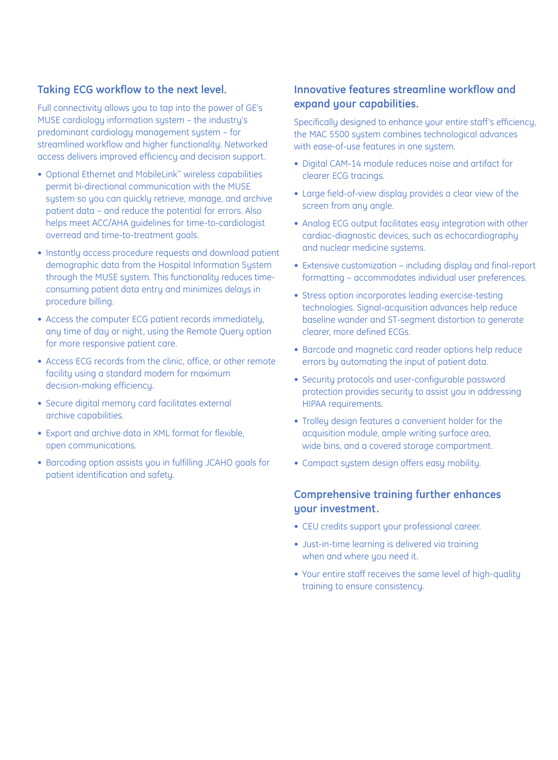## Taking ECG workflow to the next level.

Full connectivity allows you to tap into the power of GE's MUSE cardiology information system – the industry's predominant cardiology management system – for streamlined workflow and higher functionality. Networked access delivers improved efficiency and decision support.

- Optional Ethernet and MobileLink™ wireless capabilities permit bi-directional communication with the MUSE system so you can quickly retrieve, manage, and archive patient data – and reduce the potential for errors. Also helps meet ACC/AHA guidelines for time-to-cardiologist overread and time-to-treatment goals.
- Instantly access procedure requests and download patient demographic data from the Hospital Information System through the MUSE system. This functionality reduces time-consuming patient data entry and minimizes delays in procedure billing.
- Access the computer ECG patient records immediately, any time of day or night, using the Remote Query option for more responsive patient care.
- Access ECG records from the clinic, office, or other remote facility using a standard modem for maximum decision-making efficiency.
- Secure digital memory card facilitates external archive capabilities.
- Export and archive data in XML format for flexible, open communications.
- Barcoding option assists you in fulfilling JCAHO goals for patient identification and safety.

## Innovative features streamline workflow and expand your capabilities.

Specifically designed to enhance your entire staff's efficiency, the MAC 5500 system combines technological advances with ease-of-use features in one system.

- Digital CAM-14 module reduces noise and artifact for clearer ECG tracings.
- Large field-of-view display provides a clear view of the screen from any angle.
- Analog ECG output facilitates easy integration with other cardiac-diagnostic devices, such as echocardiography and nuclear medicine systems.
- Extensive customization – including display and final-report formatting – accommodates individual user preferences.
- Stress option incorporates leading exercise-testing technologies. Signal-acquisition advances help reduce baseline wander and ST-segment distortion to generate clearer, more defined ECGs.
- Barcode and magnetic card reader options help reduce errors by automating the input of patient data.
- Security protocols and user-configurable password protection provides security to assist you in addressing HIPAA requirements.
- Trolley design features a convenient holder for the acquisition module, ample writing surface area, wide bins, and a covered storage compartment.
- Compact system design offers easy mobility.

## Comprehensive training further enhances your investment.

- CEU credits support your professional career.
- Just-in-time learning is delivered via training when and where you need it.
- Your entire staff receives the same level of high-quality training to ensure consistency.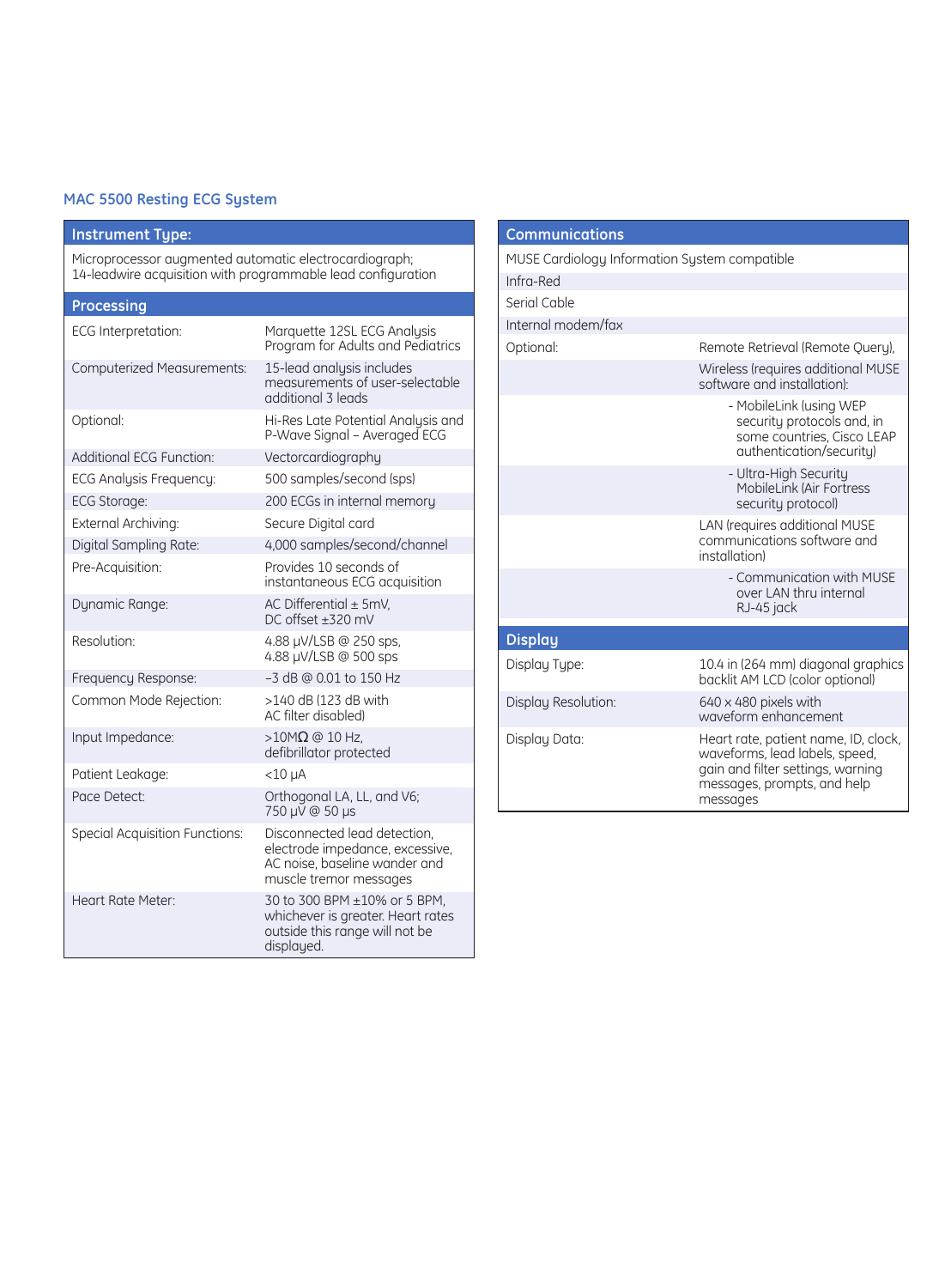## MAC 5500 Resting ECG System

| Instrument Type: | |
|---|---|
| Microprocessor augmented automatic electrocardiograph; 14-leadwire acquisition with programmable lead configuration | |

| Processing | |
|---|---|
| ECG Interpretation: | Marquette 12SL ECG Analysis Program for Adults and Pediatrics |
| Computerized Measurements: | 15-lead analysis includes measurements of user-selectable additional 3 leads |
| Optional: | Hi-Res Late Potential Analysis and P-Wave Signal – Averaged ECG |
| Additional ECG Function: | Vectorcardiography |
| ECG Analysis Frequency: | 500 samples/second (sps) |
| ECG Storage: | 200 ECGs in internal memory |
| External Archiving: | Secure Digital card |
| Digital Sampling Rate: | 4,000 samples/second/channel |
| Pre-Acquisition: | Provides 10 seconds of instantaneous ECG acquisition |
| Dynamic Range: | AC Differential ± 5mV, DC offset ±320 mV |
| Resolution: | 4.88 µV/LSB @ 250 sps, 4.88 µV/LSB @ 500 sps |
| Frequency Response: | –3 dB @ 0.01 to 150 Hz |
| Common Mode Rejection: | >140 dB (123 dB with AC filter disabled) |
| Input Impedance: | >10MΩ @ 10 Hz, defibrillator protected |
| Patient Leakage: | <10 µA |
| Pace Detect: | Orthogonal LA, LL, and V6; 750 µV @ 50 µs |
| Special Acquisition Functions: | Disconnected lead detection, electrode impedance, excessive, AC noise, baseline wander and muscle tremor messages |
| Heart Rate Meter: | 30 to 300 BPM ±10% or 5 BPM, whichever is greater. Heart rates outside this range will not be displayed. |

| Communications | |
|---|---|
| MUSE Cardiology Information System compatible | |
| Infra-Red | |
| Serial Cable | |
| Internal modem/fax | |
| Optional: | Remote Retrieval (Remote Query), |
| | Wireless (requires additional MUSE software and installation): |
| | - MobileLink (using WEP security protocols and, in some countries, Cisco LEAP authentication/security) |
| | - Ultra-High Security MobileLink (Air Fortress security protocol) |
| | LAN (requires additional MUSE communications software and installation) |
| | - Communication with MUSE over LAN thru internal RJ-45 jack |

| Display | |
|---|---|
| Display Type: | 10.4 in (264 mm) diagonal graphics backlit AM LCD (color optional) |
| Display Resolution: | 640 x 480 pixels with waveform enhancement |
| Display Data: | Heart rate, patient name, ID, clock, waveforms, lead labels, speed, gain and filter settings, warning messages, prompts, and help messages |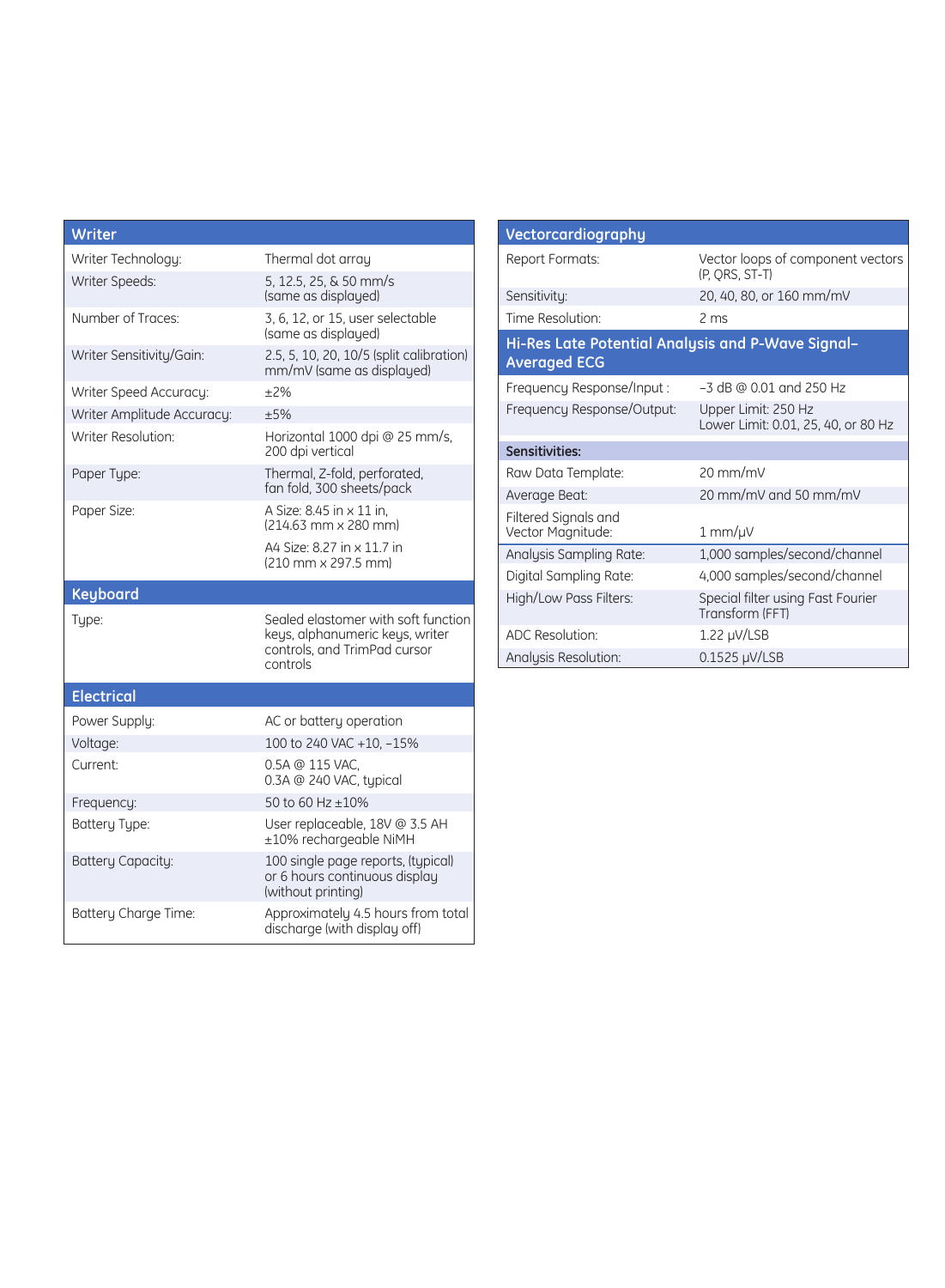## Writer

| | |
|---|---|
| Writer Technology: | Thermal dot array |
| Writer Speeds: | 5, 12.5, 25, & 50 mm/s (same as displayed) |
| Number of Traces: | 3, 6, 12, or 15, user selectable (same as displayed) |
| Writer Sensitivity/Gain: | 2.5, 5, 10, 20, 10/5 (split calibration) mm/mV (same as displayed) |
| Writer Speed Accuracy: | ±2% |
| Writer Amplitude Accuracy: | ±5% |
| Writer Resolution: | Horizontal 1000 dpi @ 25 mm/s, 200 dpi vertical |
| Paper Type: | Thermal, Z-fold, perforated, fan fold, 300 sheets/pack |
| Paper Size: | A Size: 8.45 in x 11 in, (214.63 mm x 280 mm)<br>A4 Size: 8.27 in x 11.7 in (210 mm x 297.5 mm) |

## Keyboard

| | |
|---|---|
| Type: | Sealed elastomer with soft function keys, alphanumeric keys, writer controls, and TrimPad cursor controls |

## Electrical

| | |
|---|---|
| Power Supply: | AC or battery operation |
| Voltage: | 100 to 240 VAC +10, –15% |
| Current: | 0.5A @ 115 VAC, 0.3A @ 240 VAC, typical |
| Frequency: | 50 to 60 Hz ±10% |
| Battery Type: | User replaceable, 18V @ 3.5 AH ±10% rechargeable NiMH |
| Battery Capacity: | 100 single page reports, (typical) or 6 hours continuous display (without printing) |
| Battery Charge Time: | Approximately 4.5 hours from total discharge (with display off) |

## Vectorcardiography

| | |
|---|---|
| Report Formats: | Vector loops of component vectors (P, QRS, ST-T) |
| Sensitivity: | 20, 40, 80, or 160 mm/mV |
| Time Resolution: | 2 ms |

## Hi-Res Late Potential Analysis and P-Wave Signal–Averaged ECG

| | |
|---|---|
| Frequency Response/Input : | –3 dB @ 0.01 and 250 Hz |
| Frequency Response/Output: | Upper Limit: 250 Hz<br>Lower Limit: 0.01, 25, 40, or 80 Hz |
| **Sensitivities:** | |
| Raw Data Template: | 20 mm/mV |
| Average Beat: | 20 mm/mV and 50 mm/mV |
| Filtered Signals and Vector Magnitude: | 1 mm/μV |
| Analysis Sampling Rate: | 1,000 samples/second/channel |
| Digital Sampling Rate: | 4,000 samples/second/channel |
| High/Low Pass Filters: | Special filter using Fast Fourier Transform (FFT) |
| ADC Resolution: | 1.22 μV/LSB |
| Analysis Resolution: | 0.1525 μV/LSB |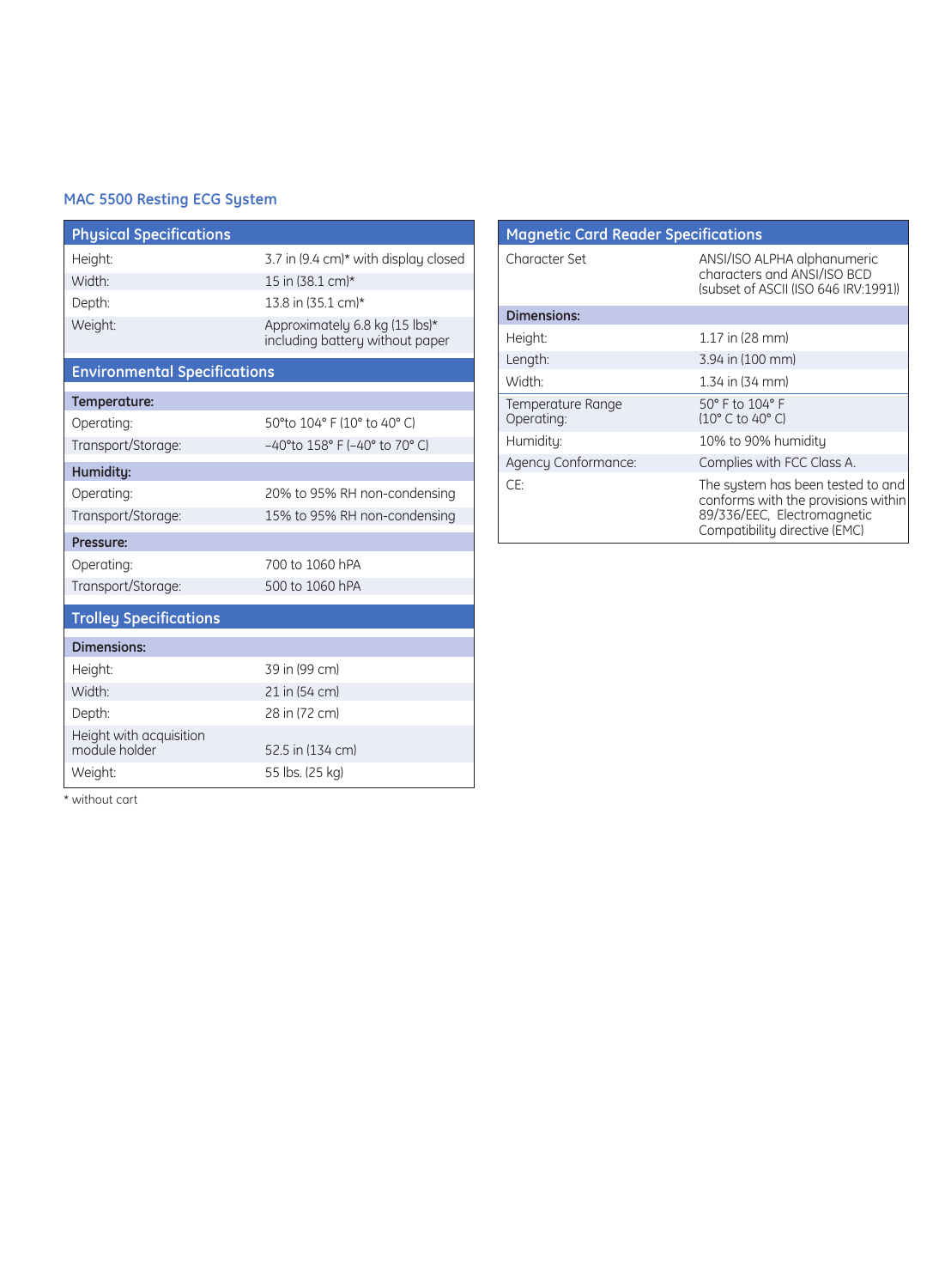## MAC 5500 Resting ECG System

| Physical Specifications | |
|---|---|
| Height: | 3.7 in (9.4 cm)* with display closed |
| Width: | 15 in (38.1 cm)* |
| Depth: | 13.8 in (35.1 cm)* |
| Weight: | Approximately 6.8 kg (15 lbs)* including battery without paper |

| Environmental Specifications | |
|---|---|
| **Temperature:** | |
| Operating: | 50°to 104° F (10° to 40° C) |
| Transport/Storage: | –40°to 158° F (–40° to 70° C) |
| **Humidity:** | |
| Operating: | 20% to 95% RH non-condensing |
| Transport/Storage: | 15% to 95% RH non-condensing |
| **Pressure:** | |
| Operating: | 700 to 1060 hPA |
| Transport/Storage: | 500 to 1060 hPA |

| Trolley Specifications | |
|---|---|
| **Dimensions:** | |
| Height: | 39 in (99 cm) |
| Width: | 21 in (54 cm) |
| Depth: | 28 in (72 cm) |
| Height with acquisition module holder | 52.5 in (134 cm) |
| Weight: | 55 lbs. (25 kg) |

* without cart

| Magnetic Card Reader Specifications | |
|---|---|
| Character Set | ANSI/ISO ALPHA alphanumeric characters and ANSI/ISO BCD (subset of ASCII (ISO 646 IRV:1991)) |
| **Dimensions:** | |
| Height: | 1.17 in (28 mm) |
| Length: | 3.94 in (100 mm) |
| Width: | 1.34 in (34 mm) |
| Temperature Range Operating: | 50° F to 104° F (10° C to 40° C) |
| Humidity: | 10% to 90% humidity |
| Agency Conformance: | Complies with FCC Class A. |
| CE: | The system has been tested to and conforms with the provisions within 89/336/EEC, Electromagnetic Compatibility directive (EMC) |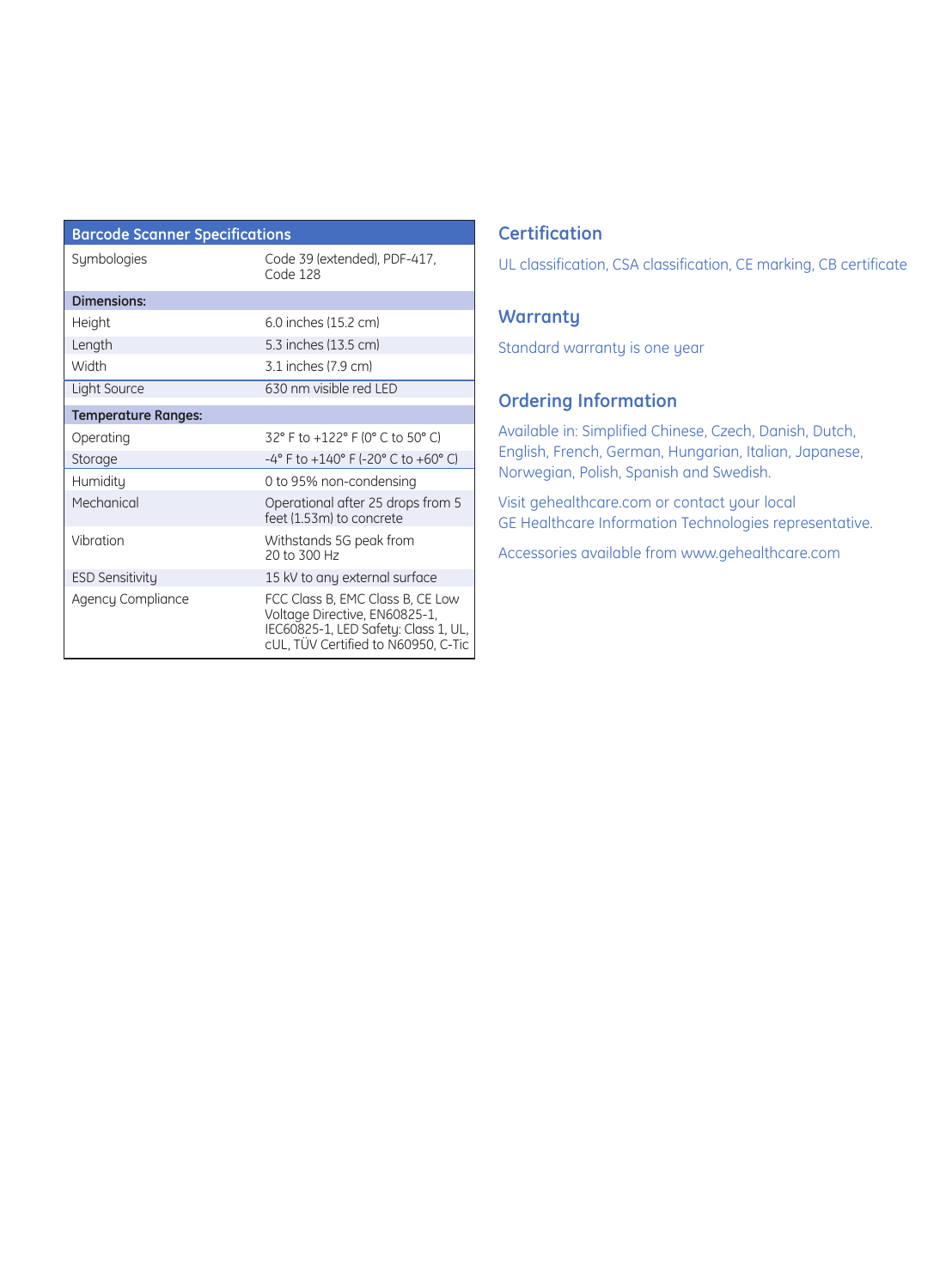| Barcode Scanner Specifications | |
|---|---|
| Symbologies | Code 39 (extended), PDF-417, Code 128 |
| **Dimensions:** | |
| Height | 6.0 inches (15.2 cm) |
| Length | 5.3 inches (13.5 cm) |
| Width | 3.1 inches (7.9 cm) |
| Light Source | 630 nm visible red LED |
| **Temperature Ranges:** | |
| Operating | 32° F to +122° F (0° C to 50° C) |
| Storage | -4° F to +140° F (-20° C to +60° C) |
| Humidity | 0 to 95% non-condensing |
| Mechanical | Operational after 25 drops from 5 feet (1.53m) to concrete |
| Vibration | Withstands 5G peak from 20 to 300 Hz |
| ESD Sensitivity | 15 kV to any external surface |
| Agency Compliance | FCC Class B, EMC Class B, CE Low Voltage Directive, EN60825-1, IEC60825-1, LED Safety: Class 1, UL, cUL, TÜV Certified to N60950, C-Tic |

## Certification

UL classification, CSA classification, CE marking, CB certificate

## Warranty

Standard warranty is one year

## Ordering Information

Available in: Simplified Chinese, Czech, Danish, Dutch, English, French, German, Hungarian, Italian, Japanese, Norwegian, Polish, Spanish and Swedish.

Visit gehealthcare.com or contact your local GE Healthcare Information Technologies representative.

Accessories available from www.gehealthcare.com